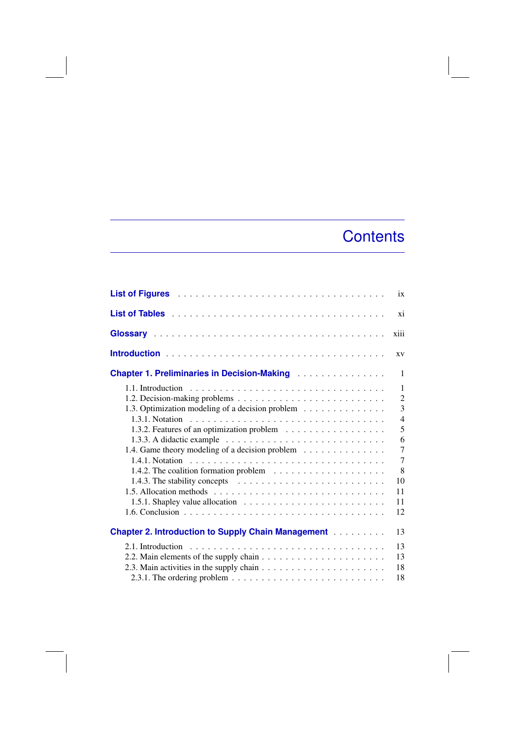# Contents

List of Figures . . . . . . . . . . . . . . . . . . . . . . . . . . . . . . . . . . ix

List of Tables . . . . . . . . . . . . . . . . . . . . . . . . . . . . . . . . . . xi

Glossary . . . . . . . . . . . . . . . . . . . . . . . . . . . . . . . . . . xiii

Introduction . . . . . . . . . . . . . . . . . . . . . . . . . . . . . . . . . . xv

Chapter 1. Preliminaries in Decision-Making . . . . . . . . . . . . . . . 1

- 1.1. Introduction . . . . . . . . . . . . . . . . . . . . . . . . . . . . . . . . 1
- 1.2. Decision-making problems . . . . . . . . . . . . . . . . . . . . . . . . 2
- 1.3. Optimization modeling of a decision problem . . . . . . . . . . . . . 3
  - 1.3.1. Notation . . . . . . . . . . . . . . . . . . . . . . . . . . . . . . . . 4
  - 1.3.2. Features of an optimization problem . . . . . . . . . . . . . . . . 5
  - 1.3.3. A didactic example . . . . . . . . . . . . . . . . . . . . . . . . . 6
- 1.4. Game theory modeling of a decision problem . . . . . . . . . . . . . 7
  - 1.4.1. Notation . . . . . . . . . . . . . . . . . . . . . . . . . . . . . . . . 7
  - 1.4.2. The coalition formation problem . . . . . . . . . . . . . . . . . . 8
  - 1.4.3. The stability concepts . . . . . . . . . . . . . . . . . . . . . . . . 10
- 1.5. Allocation methods . . . . . . . . . . . . . . . . . . . . . . . . . . . . 11
  - 1.5.1. Shapley value allocation . . . . . . . . . . . . . . . . . . . . . . . 11
- 1.6. Conclusion . . . . . . . . . . . . . . . . . . . . . . . . . . . . . . . . 12

Chapter 2. Introduction to Supply Chain Management . . . . . . . . . 13

- 2.1. Introduction . . . . . . . . . . . . . . . . . . . . . . . . . . . . . . . . 13
- 2.2. Main elements of the supply chain . . . . . . . . . . . . . . . . . . . 13
- 2.3. Main activities in the supply chain . . . . . . . . . . . . . . . . . . . 18
  - 2.3.1. The ordering problem . . . . . . . . . . . . . . . . . . . . . . . . 18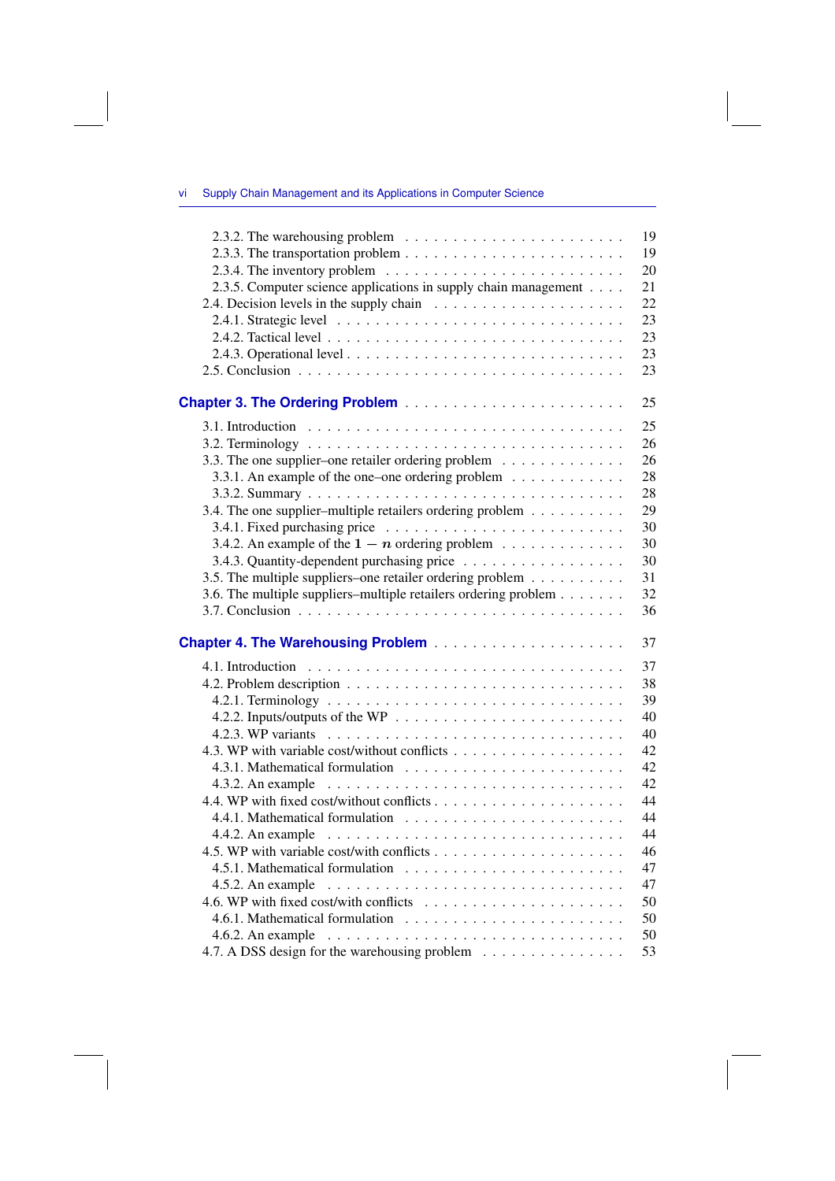2.3.2. The warehousing problem . . . . . . . . . . . . . . . . . . . . . . 19
2.3.3. The transportation problem . . . . . . . . . . . . . . . . . . . . . 19
2.3.4. The inventory problem . . . . . . . . . . . . . . . . . . . . . . . 20
2.3.5. Computer science applications in supply chain management . . . . 21
2.4. Decision levels in the supply chain . . . . . . . . . . . . . . . . . . 22
2.4.1. Strategic level . . . . . . . . . . . . . . . . . . . . . . . . . . . 23
2.4.2. Tactical level . . . . . . . . . . . . . . . . . . . . . . . . . . . . 23
2.4.3. Operational level . . . . . . . . . . . . . . . . . . . . . . . . . . 23
2.5. Conclusion . . . . . . . . . . . . . . . . . . . . . . . . . . . . . . . 23

## Chapter 3. The Ordering Problem . . . . . . . . . . . . . . . . . . . . . 25

3.1. Introduction . . . . . . . . . . . . . . . . . . . . . . . . . . . . . . 25
3.2. Terminology . . . . . . . . . . . . . . . . . . . . . . . . . . . . . . 26
3.3. The one supplier–one retailer ordering problem . . . . . . . . . . . . 26
3.3.1. An example of the one–one ordering problem . . . . . . . . . . . 28
3.3.2. Summary . . . . . . . . . . . . . . . . . . . . . . . . . . . . . . 28
3.4. The one supplier–multiple retailers ordering problem . . . . . . . . . 29
3.4.1. Fixed purchasing price . . . . . . . . . . . . . . . . . . . . . . . 30
3.4.2. An example of the $1 - n$ ordering problem . . . . . . . . . . . . 30
3.4.3. Quantity-dependent purchasing price . . . . . . . . . . . . . . . . 30
3.5. The multiple suppliers–one retailer ordering problem . . . . . . . . . 31
3.6. The multiple suppliers–multiple retailers ordering problem . . . . . . . 32
3.7. Conclusion . . . . . . . . . . . . . . . . . . . . . . . . . . . . . . . 36

## Chapter 4. The Warehousing Problem . . . . . . . . . . . . . . . . . . . 37

4.1. Introduction . . . . . . . . . . . . . . . . . . . . . . . . . . . . . . 37
4.2. Problem description . . . . . . . . . . . . . . . . . . . . . . . . . . 38
4.2.1. Terminology . . . . . . . . . . . . . . . . . . . . . . . . . . . . . 39
4.2.2. Inputs/outputs of the WP . . . . . . . . . . . . . . . . . . . . . . 40
4.2.3. WP variants . . . . . . . . . . . . . . . . . . . . . . . . . . . . . 40
4.3. WP with variable cost/without conflicts . . . . . . . . . . . . . . . . 42
4.3.1. Mathematical formulation . . . . . . . . . . . . . . . . . . . . . . 42
4.3.2. An example . . . . . . . . . . . . . . . . . . . . . . . . . . . . . 42
4.4. WP with fixed cost/without conflicts . . . . . . . . . . . . . . . . . . 44
4.4.1. Mathematical formulation . . . . . . . . . . . . . . . . . . . . . . 44
4.4.2. An example . . . . . . . . . . . . . . . . . . . . . . . . . . . . . 44
4.5. WP with variable cost/with conflicts . . . . . . . . . . . . . . . . . . 46
4.5.1. Mathematical formulation . . . . . . . . . . . . . . . . . . . . . . 47
4.5.2. An example . . . . . . . . . . . . . . . . . . . . . . . . . . . . . 47
4.6. WP with fixed cost/with conflicts . . . . . . . . . . . . . . . . . . . 50
4.6.1. Mathematical formulation . . . . . . . . . . . . . . . . . . . . . . 50
4.6.2. An example . . . . . . . . . . . . . . . . . . . . . . . . . . . . . 50
4.7. A DSS design for the warehousing problem . . . . . . . . . . . . . . 53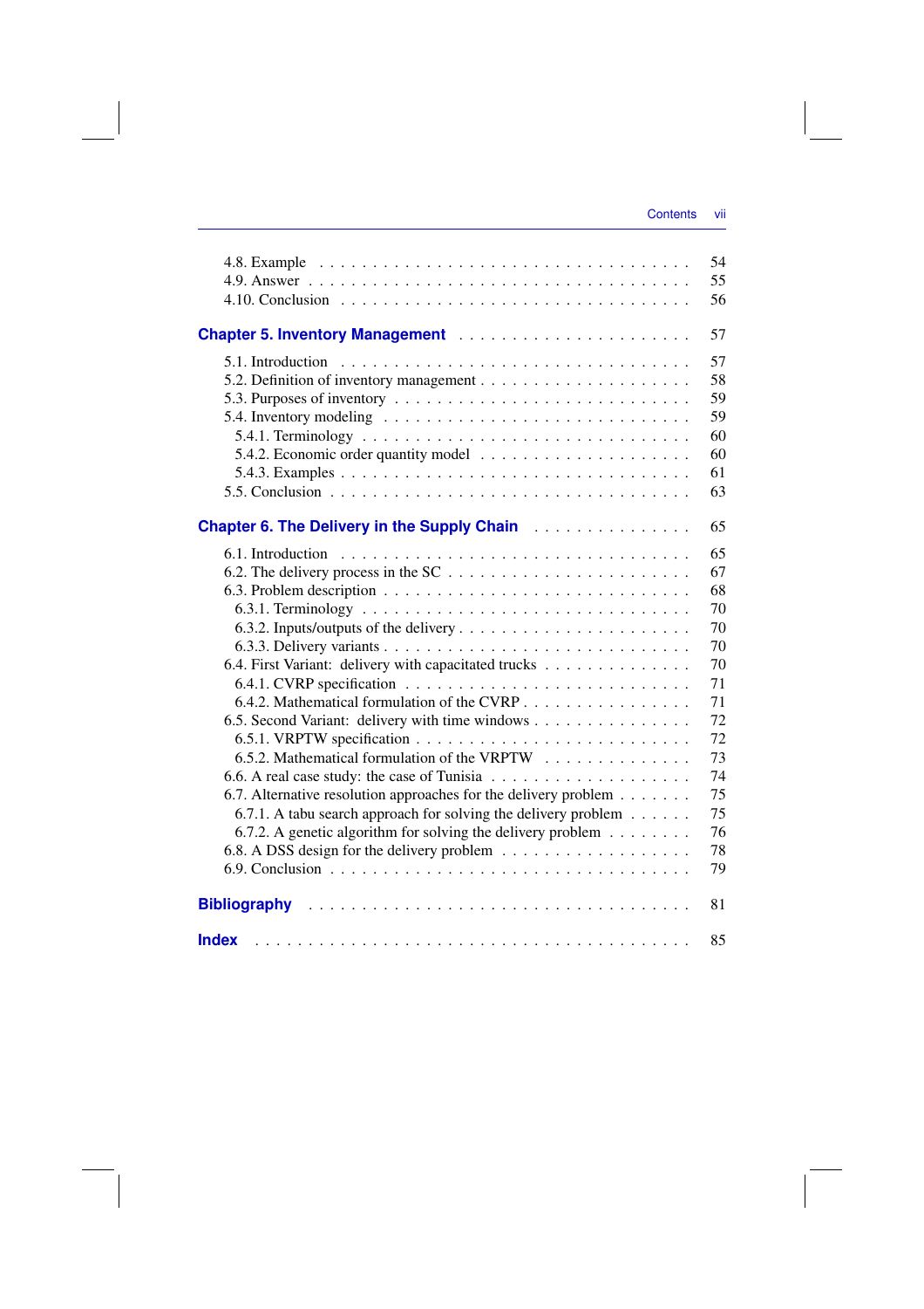4.8. Example . . . . . . . . . . . . . . . . . . . . . . . . . . . . . . . . . 54
4.9. Answer . . . . . . . . . . . . . . . . . . . . . . . . . . . . . . . . . . 55
4.10. Conclusion . . . . . . . . . . . . . . . . . . . . . . . . . . . . . . . 56

**Chapter 5. Inventory Management** . . . . . . . . . . . . . . . . . . . . 57

5.1. Introduction . . . . . . . . . . . . . . . . . . . . . . . . . . . . . . . 57
5.2. Definition of inventory management . . . . . . . . . . . . . . . . . . 58
5.3. Purposes of inventory . . . . . . . . . . . . . . . . . . . . . . . . . 59
5.4. Inventory modeling . . . . . . . . . . . . . . . . . . . . . . . . . . . 59
5.4.1. Terminology . . . . . . . . . . . . . . . . . . . . . . . . . . . . 60
5.4.2. Economic order quantity model . . . . . . . . . . . . . . . . . . 60
5.4.3. Examples . . . . . . . . . . . . . . . . . . . . . . . . . . . . . . 61
5.5. Conclusion . . . . . . . . . . . . . . . . . . . . . . . . . . . . . . . . 63

**Chapter 6. The Delivery in the Supply Chain** . . . . . . . . . . . . . . 65

6.1. Introduction . . . . . . . . . . . . . . . . . . . . . . . . . . . . . . . 65
6.2. The delivery process in the SC . . . . . . . . . . . . . . . . . . . . . 67
6.3. Problem description . . . . . . . . . . . . . . . . . . . . . . . . . . . 68
6.3.1. Terminology . . . . . . . . . . . . . . . . . . . . . . . . . . . . 70
6.3.2. Inputs/outputs of the delivery . . . . . . . . . . . . . . . . . . . 70
6.3.3. Delivery variants . . . . . . . . . . . . . . . . . . . . . . . . . . 70
6.4. First Variant: delivery with capacitated trucks . . . . . . . . . . . . . 70
6.4.1. CVRP specification . . . . . . . . . . . . . . . . . . . . . . . . . 71
6.4.2. Mathematical formulation of the CVRP . . . . . . . . . . . . . . 71
6.5. Second Variant: delivery with time windows . . . . . . . . . . . . . . 72
6.5.1. VRPTW specification . . . . . . . . . . . . . . . . . . . . . . . . 72
6.5.2. Mathematical formulation of the VRPTW . . . . . . . . . . . . . 73
6.6. A real case study: the case of Tunisia . . . . . . . . . . . . . . . . . . 74
6.7. Alternative resolution approaches for the delivery problem . . . . . . . 75
6.7.1. A tabu search approach for solving the delivery problem . . . . . . 75
6.7.2. A genetic algorithm for solving the delivery problem . . . . . . . . 76
6.8. A DSS design for the delivery problem . . . . . . . . . . . . . . . . . 78
6.9. Conclusion . . . . . . . . . . . . . . . . . . . . . . . . . . . . . . . . 79

**Bibliography** . . . . . . . . . . . . . . . . . . . . . . . . . . . . . . . . 81

**Index** . . . . . . . . . . . . . . . . . . . . . . . . . . . . . . . . . . . . 85